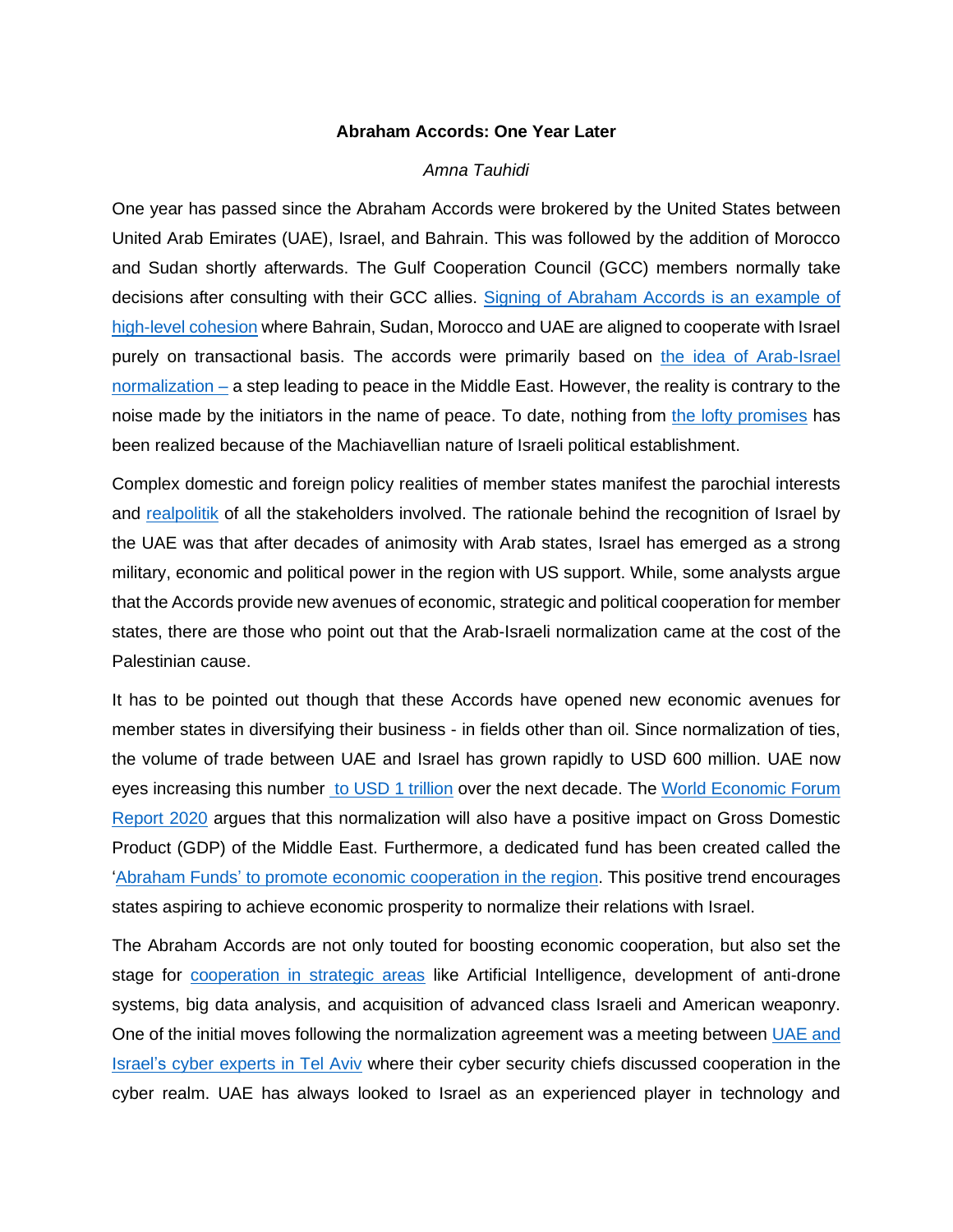**Abraham Accords: One Year Later**

*Amna Tauhidi*

One year has passed since the Abraham Accords were brokered by the United States between United Arab Emirates (UAE), Israel, and Bahrain. This was followed by the addition of Morocco and Sudan shortly afterwards. The Gulf Cooperation Council (GCC) members normally take decisions after consulting with their GCC allies. Signing of Abraham Accords is an example of high-level cohesion where Bahrain, Sudan, Morocco and UAE are aligned to cooperate with Israel purely on transactional basis. The accords were primarily based on the idea of Arab-Israel normalization – a step leading to peace in the Middle East. However, the reality is contrary to the noise made by the initiators in the name of peace. To date, nothing from the lofty promises has been realized because of the Machiavellian nature of Israeli political establishment.

Complex domestic and foreign policy realities of member states manifest the parochial interests and realpolitik of all the stakeholders involved. The rationale behind the recognition of Israel by the UAE was that after decades of animosity with Arab states, Israel has emerged as a strong military, economic and political power in the region with US support. While, some analysts argue that the Accords provide new avenues of economic, strategic and political cooperation for member states, there are those who point out that the Arab-Israeli normalization came at the cost of the Palestinian cause.

It has to be pointed out though that these Accords have opened new economic avenues for member states in diversifying their business - in fields other than oil. Since normalization of ties, the volume of trade between UAE and Israel has grown rapidly to USD 600 million. UAE now eyes increasing this number to USD 1 trillion over the next decade. The World Economic Forum Report 2020 argues that this normalization will also have a positive impact on Gross Domestic Product (GDP) of the Middle East. Furthermore, a dedicated fund has been created called the 'Abraham Funds' to promote economic cooperation in the region. This positive trend encourages states aspiring to achieve economic prosperity to normalize their relations with Israel.

The Abraham Accords are not only touted for boosting economic cooperation, but also set the stage for cooperation in strategic areas like Artificial Intelligence, development of anti-drone systems, big data analysis, and acquisition of advanced class Israeli and American weaponry. One of the initial moves following the normalization agreement was a meeting between UAE and Israel's cyber experts in Tel Aviv where their cyber security chiefs discussed cooperation in the cyber realm. UAE has always looked to Israel as an experienced player in technology and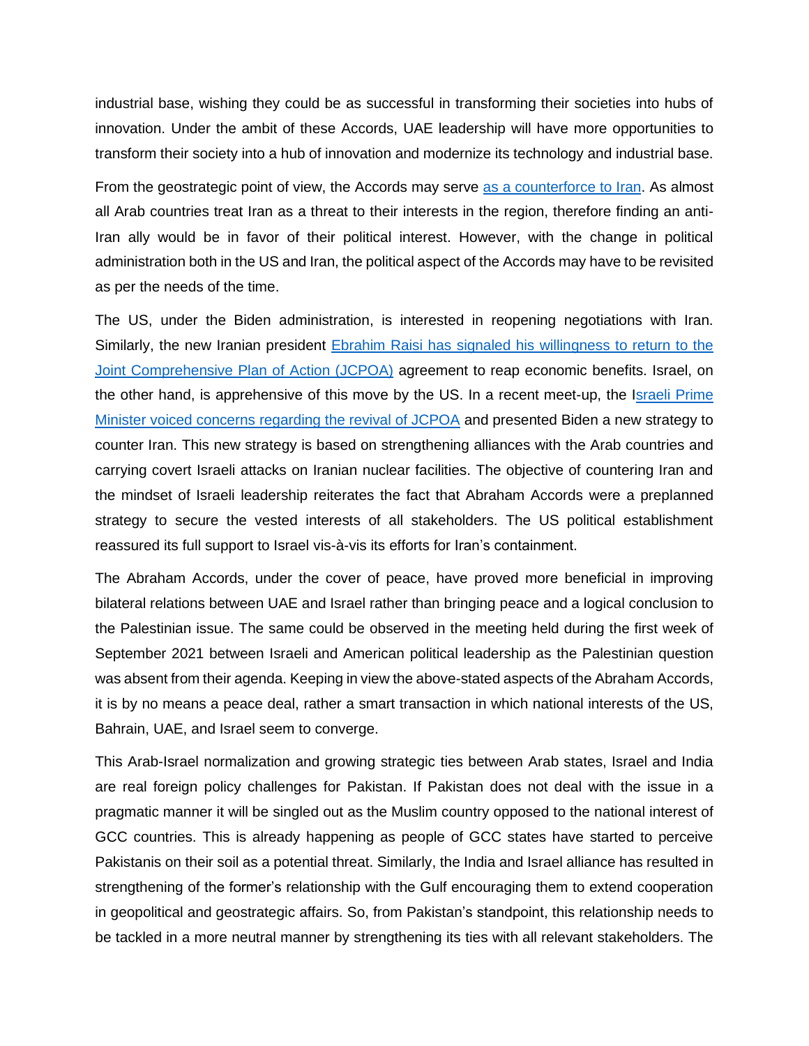industrial base, wishing they could be as successful in transforming their societies into hubs of innovation. Under the ambit of these Accords, UAE leadership will have more opportunities to transform their society into a hub of innovation and modernize its technology and industrial base.

From the geostrategic point of view, the Accords may serve [as a counterforce to Iran](). As almost all Arab countries treat Iran as a threat to their interests in the region, therefore finding an anti-Iran ally would be in favor of their political interest. However, with the change in political administration both in the US and Iran, the political aspect of the Accords may have to be revisited as per the needs of the time.

The US, under the Biden administration, is interested in reopening negotiations with Iran. Similarly, the new Iranian president [Ebrahim Raisi has signaled his willingness to return to the Joint Comprehensive Plan of Action (JCPOA)]() agreement to reap economic benefits. Israel, on the other hand, is apprehensive of this move by the US. In a recent meet-up, the [Israeli Prime Minister voiced concerns regarding the revival of JCPOA]() and presented Biden a new strategy to counter Iran. This new strategy is based on strengthening alliances with the Arab countries and carrying covert Israeli attacks on Iranian nuclear facilities. The objective of countering Iran and the mindset of Israeli leadership reiterates the fact that Abraham Accords were a preplanned strategy to secure the vested interests of all stakeholders. The US political establishment reassured its full support to Israel vis-à-vis its efforts for Iran's containment.

The Abraham Accords, under the cover of peace, have proved more beneficial in improving bilateral relations between UAE and Israel rather than bringing peace and a logical conclusion to the Palestinian issue. The same could be observed in the meeting held during the first week of September 2021 between Israeli and American political leadership as the Palestinian question was absent from their agenda. Keeping in view the above-stated aspects of the Abraham Accords, it is by no means a peace deal, rather a smart transaction in which national interests of the US, Bahrain, UAE, and Israel seem to converge.

This Arab-Israel normalization and growing strategic ties between Arab states, Israel and India are real foreign policy challenges for Pakistan. If Pakistan does not deal with the issue in a pragmatic manner it will be singled out as the Muslim country opposed to the national interest of GCC countries. This is already happening as people of GCC states have started to perceive Pakistanis on their soil as a potential threat. Similarly, the India and Israel alliance has resulted in strengthening of the former's relationship with the Gulf encouraging them to extend cooperation in geopolitical and geostrategic affairs. So, from Pakistan's standpoint, this relationship needs to be tackled in a more neutral manner by strengthening its ties with all relevant stakeholders. The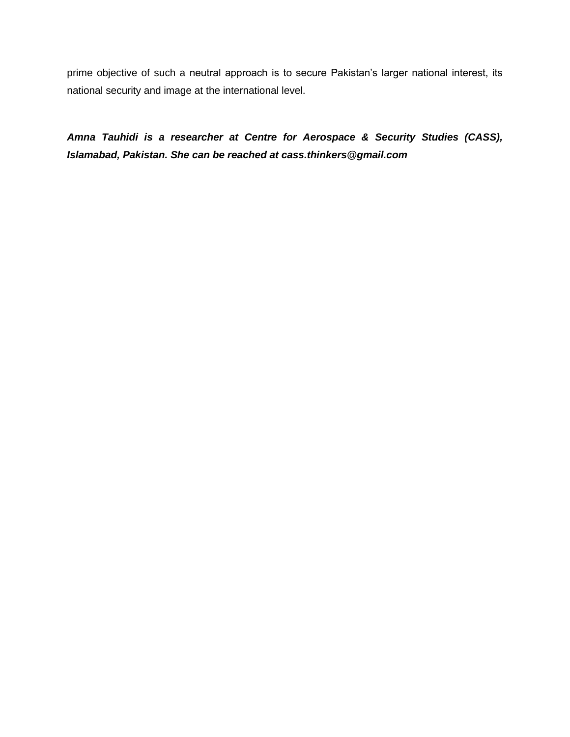prime objective of such a neutral approach is to secure Pakistan's larger national interest, its national security and image at the international level.

***Amna Tauhidi is a researcher at Centre for Aerospace & Security Studies (CASS), Islamabad, Pakistan. She can be reached at cass.thinkers@gmail.com***